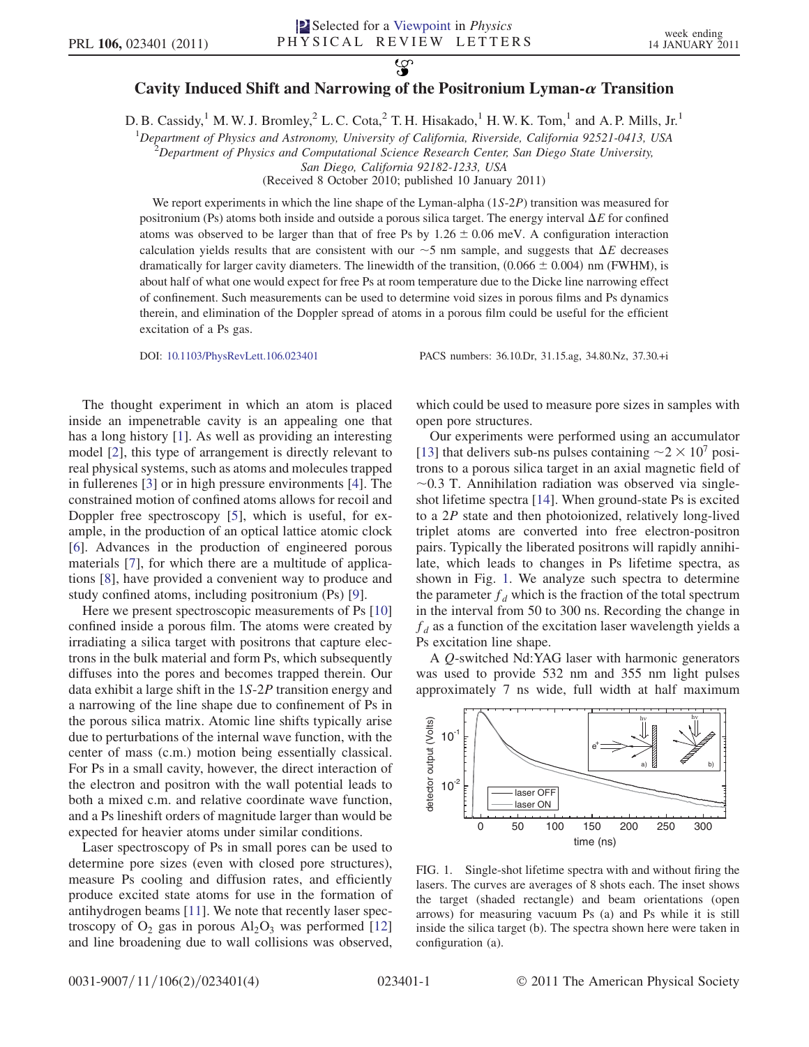# Cavity Induced Shift and Narrowing of the Positronium Lyman-$\alpha$ Transition

D. B. Cassidy,[1] M. W. J. Bromley,[2] L. C. Cota,[2] T. H. Hisakado,[1] H. W. K. Tom,[1] and A. P. Mills, Jr.[1]

[1]*Department of Physics and Astronomy, University of California, Riverside, California 92521-0413, USA*
[2]*Department of Physics and Computational Science Research Center, San Diego State University, San Diego, California 92182-1233, USA*

(Received 8 October 2010; published 10 January 2011)

We report experiments in which the line shape of the Lyman-alpha ($1S$-$2P$) transition was measured for positronium (Ps) atoms both inside and outside a porous silica target. The energy interval $\Delta E$ for confined atoms was observed to be larger than that of free Ps by $1.26 \pm 0.06$ meV. A configuration interaction calculation yields results that are consistent with our $\sim 5$ nm sample, and suggests that $\Delta E$ decreases dramatically for larger cavity diameters. The linewidth of the transition, $(0.066 \pm 0.004)$ nm (FWHM), is about half of what one would expect for free Ps at room temperature due to the Dicke line narrowing effect of confinement. Such measurements can be used to determine void sizes in porous films and Ps dynamics therein, and elimination of the Doppler spread of atoms in a porous film could be useful for the efficient excitation of a Ps gas.

DOI: 10.1103/PhysRevLett.106.023401 PACS numbers: 36.10.Dr, 31.15.ag, 34.80.Nz, 37.30.+i

The thought experiment in which an atom is placed inside an impenetrable cavity is an appealing one that has a long history [1]. As well as providing an interesting model [2], this type of arrangement is directly relevant to real physical systems, such as atoms and molecules trapped in fullerenes [3] or in high pressure environments [4]. The constrained motion of confined atoms allows for recoil and Doppler free spectroscopy [5], which is useful, for example, in the production of an optical lattice atomic clock [6]. Advances in the production of engineered porous materials [7], for which there are a multitude of applications [8], have provided a convenient way to produce and study confined atoms, including positronium (Ps) [9].

Here we present spectroscopic measurements of Ps [10] confined inside a porous film. The atoms were created by irradiating a silica target with positrons that capture electrons in the bulk material and form Ps, which subsequently diffuses into the pores and becomes trapped therein. Our data exhibit a large shift in the $1S$-$2P$ transition energy and a narrowing of the line shape due to confinement of Ps in the porous silica matrix. Atomic line shifts typically arise due to perturbations of the internal wave function, with the center of mass (c.m.) motion being essentially classical. For Ps in a small cavity, however, the direct interaction of the electron and positron with the wall potential leads to both a mixed c.m. and relative coordinate wave function, and a Ps lineshift orders of magnitude larger than would be expected for heavier atoms under similar conditions.

Laser spectroscopy of Ps in small pores can be used to determine pore sizes (even with closed pore structures), measure Ps cooling and diffusion rates, and efficiently produce excited state atoms for use in the formation of antihydrogen beams [11]. We note that recently laser spectroscopy of $O_2$ gas in porous $Al_2O_3$ was performed [12] and line broadening due to wall collisions was observed, which could be used to measure pore sizes in samples with open pore structures.

Our experiments were performed using an accumulator [13] that delivers sub-ns pulses containing $\sim 2 \times 10^7$ positrons to a porous silica target in an axial magnetic field of $\sim 0.3$ T. Annihilation radiation was observed via single-shot lifetime spectra [14]. When ground-state Ps is excited to a $2P$ state and then photoionized, relatively long-lived triplet atoms are converted into free electron-positron pairs. Typically the liberated positrons will rapidly annihilate, which leads to changes in Ps lifetime spectra, as shown in Fig. 1. We analyze such spectra to determine the parameter $f_d$ which is the fraction of the total spectrum in the interval from 50 to 300 ns. Recording the change in $f_d$ as a function of the excitation laser wavelength yields a Ps excitation line shape.

A $Q$-switched Nd:YAG laser with harmonic generators was used to provide 532 nm and 355 nm light pulses approximately 7 ns wide, full width at half maximum

FIG. 1. Single-shot lifetime spectra with and without firing the lasers. The curves are averages of 8 shots each. The inset shows the target (shaded rectangle) and beam orientations (open arrows) for measuring vacuum Ps (a) and Ps while it is still inside the silica target (b). The spectra shown here were taken in configuration (a).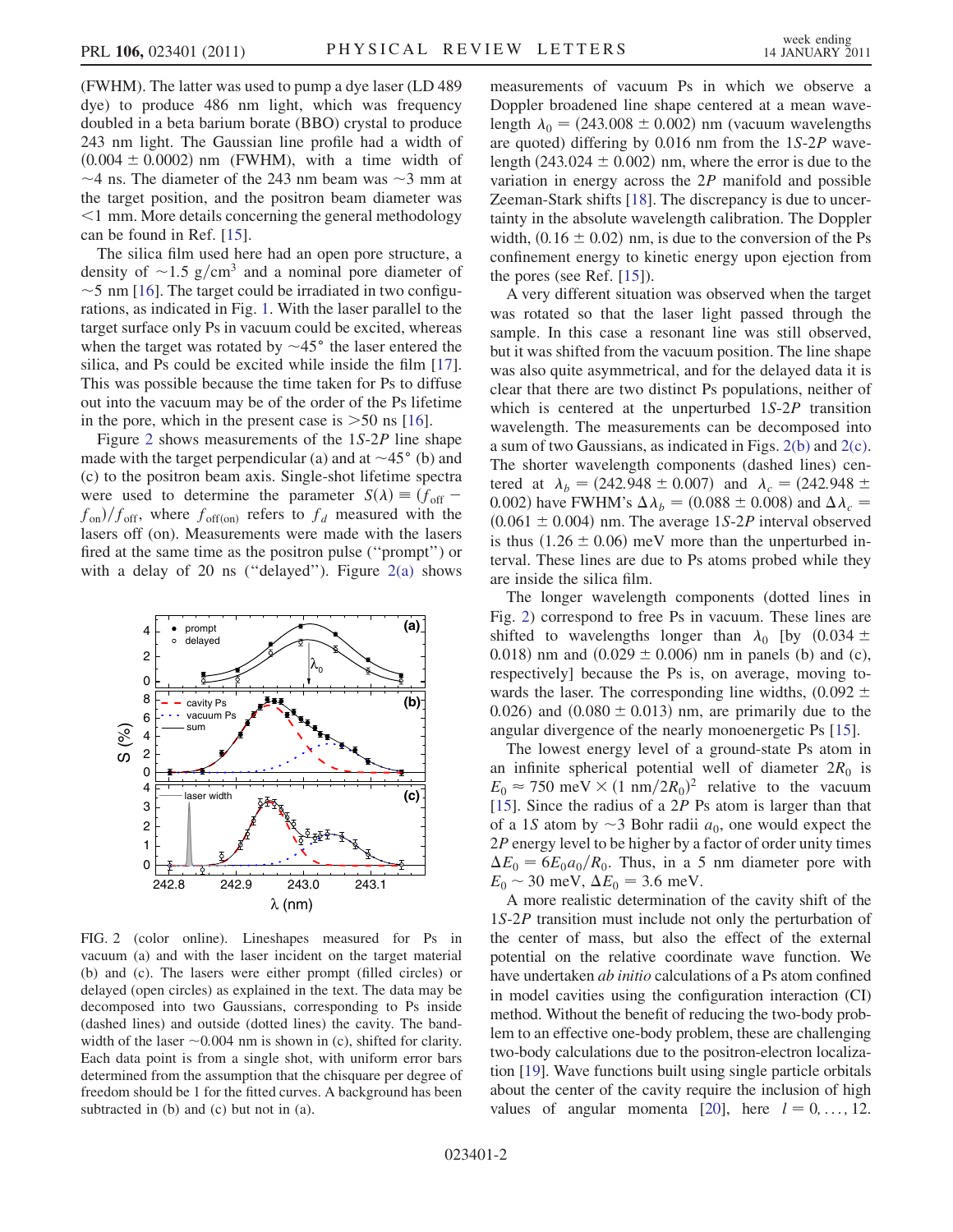(FWHM). The latter was used to pump a dye laser (LD 489 dye) to produce 486 nm light, which was frequency doubled in a beta barium borate (BBO) crystal to produce 243 nm light. The Gaussian line profile had a width of $(0.004 \pm 0.0002)$ nm (FWHM), with a time width of $\sim$4 ns. The diameter of the 243 nm beam was $\sim$3 mm at the target position, and the positron beam diameter was $<$1 mm. More details concerning the general methodology can be found in Ref. [15].

The silica film used here had an open pore structure, a density of $\sim 1.5$ g/cm$^3$ and a nominal pore diameter of $\sim$5 nm [16]. The target could be irradiated in two configurations, as indicated in Fig. 1. With the laser parallel to the target surface only Ps in vacuum could be excited, whereas when the target was rotated by $\sim 45°$ the laser entered the silica, and Ps could be excited while inside the film [17]. This was possible because the time taken for Ps to diffuse out into the vacuum may be of the order of the Ps lifetime in the pore, which in the present case is $>$50 ns [16].

Figure 2 shows measurements of the $1S$-$2P$ line shape made with the target perpendicular (a) and at $\sim 45°$ (b) and (c) to the positron beam axis. Single-shot lifetime spectra were used to determine the parameter $S(\lambda) \equiv (f_{\rm off} - f_{\rm on})/f_{\rm off}$, where $f_{\rm off(on)}$ refers to $f_d$ measured with the lasers off (on). Measurements were made with the lasers fired at the same time as the positron pulse ("prompt") or with a delay of 20 ns ("delayed"). Figure 2(a) shows measurements of vacuum Ps in which we observe a Doppler broadened line shape centered at a mean wavelength $\lambda_0 = (243.008 \pm 0.002)$ nm (vacuum wavelengths are quoted) differing by 0.016 nm from the $1S$-$2P$ wavelength $(243.024 \pm 0.002)$ nm, where the error is due to the variation in energy across the $2P$ manifold and possible Zeeman-Stark shifts [18]. The discrepancy is due to uncertainty in the absolute wavelength calibration. The Doppler width, $(0.16 \pm 0.02)$ nm, is due to the conversion of the Ps confinement energy to kinetic energy upon ejection from the pores (see Ref. [15]).

FIG. 2 (color online). Lineshapes measured for Ps in vacuum (a) and with the laser incident on the target material (b) and (c). The lasers were either prompt (filled circles) or delayed (open circles) as explained in the text. The data may be decomposed into two Gaussians, corresponding to Ps inside (dashed lines) and outside (dotted lines) the cavity. The bandwidth of the laser $\sim$0.004 nm is shown in (c), shifted for clarity. Each data point is from a single shot, with uniform error bars determined from the assumption that the chisquare per degree of freedom should be 1 for the fitted curves. A background has been subtracted in (b) and (c) but not in (a).

A very different situation was observed when the target was rotated so that the laser light passed through the sample. In this case a resonant line was still observed, but it was shifted from the vacuum position. The line shape was also quite asymmetrical, and for the delayed data it is clear that there are two distinct Ps populations, neither of which is centered at the unperturbed $1S$-$2P$ transition wavelength. The measurements can be decomposed into a sum of two Gaussians, as indicated in Figs. 2(b) and 2(c). The shorter wavelength components (dashed lines) centered at $\lambda_b = (242.948 \pm 0.007)$ and $\lambda_c = (242.948 \pm 0.002)$ have FWHM's $\Delta\lambda_b = (0.088 \pm 0.008)$ and $\Delta\lambda_c = (0.061 \pm 0.004)$ nm. The average $1S$-$2P$ interval observed is thus $(1.26 \pm 0.06)$ meV more than the unperturbed interval. These lines are due to Ps atoms probed while they are inside the silica film.

The longer wavelength components (dotted lines in Fig. 2) correspond to free Ps in vacuum. These lines are shifted to wavelengths longer than $\lambda_0$ [by $(0.034 \pm 0.018)$ nm and $(0.029 \pm 0.006)$ nm in panels (b) and (c), respectively] because the Ps is, on average, moving towards the laser. The corresponding line widths, $(0.092 \pm 0.026)$ and $(0.080 \pm 0.013)$ nm, are primarily due to the angular divergence of the nearly monoenergetic Ps [15].

The lowest energy level of a ground-state Ps atom in an infinite spherical potential well of diameter $2R_0$ is $E_0 \approx 750 \text{ meV} \times (1 \text{ nm}/2R_0)^2$ relative to the vacuum [15]. Since the radius of a $2P$ Ps atom is larger than that of a $1S$ atom by $\sim$3 Bohr radii $a_0$, one would expect the $2P$ energy level to be higher by a factor of order unity times $\Delta E_0 = 6E_0 a_0/R_0$. Thus, in a 5 nm diameter pore with $E_0 \sim 30$ meV, $\Delta E_0 = 3.6$ meV.

A more realistic determination of the cavity shift of the $1S$-$2P$ transition must include not only the perturbation of the center of mass, but also the effect of the external potential on the relative coordinate wave function. We have undertaken *ab initio* calculations of a Ps atom confined in model cavities using the configuration interaction (CI) method. Without the benefit of reducing the two-body problem to an effective one-body problem, these are challenging two-body calculations due to the positron-electron localization [19]. Wave functions built using single particle orbitals about the center of the cavity require the inclusion of high values of angular momenta [20], here $l = 0, \ldots, 12$.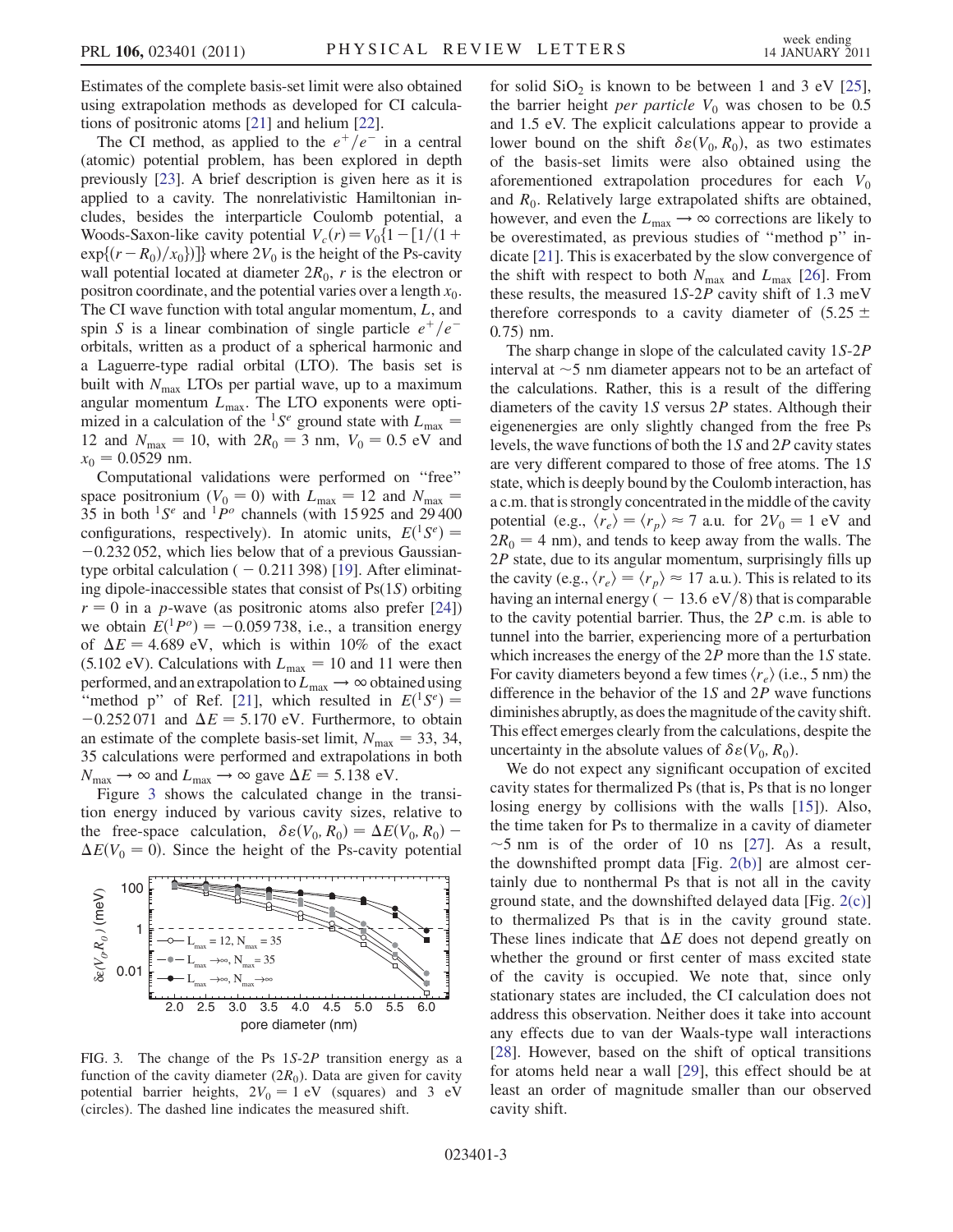Estimates of the complete basis-set limit were also obtained using extrapolation methods as developed for CI calculations of positronic atoms [21] and helium [22].

The CI method, as applied to the $e^+/e^-$ in a central (atomic) potential problem, has been explored in depth previously [23]. A brief description is given here as it is applied to a cavity. The nonrelativistic Hamiltonian includes, besides the interparticle Coulomb potential, a Woods-Saxon-like cavity potential $V_c(r) = V_0\{1 - [1/(1 + \exp\{(r - R_0)/x_0\})]\}$ where $2V_0$ is the height of the Ps-cavity wall potential located at diameter $2R_0$, $r$ is the electron or positron coordinate, and the potential varies over a length $x_0$. The CI wave function with total angular momentum, $L$, and spin $S$ is a linear combination of single particle $e^+/e^-$ orbitals, written as a product of a spherical harmonic and a Laguerre-type radial orbital (LTO). The basis set is built with $N_{\max}$ LTOs per partial wave, up to a maximum angular momentum $L_{\max}$. The LTO exponents were optimized in a calculation of the $^1S^e$ ground state with $L_{\max} = 12$ and $N_{\max} = 10$, with $2R_0 = 3$ nm, $V_0 = 0.5$ eV and $x_0 = 0.0529$ nm.

Computational validations were performed on "free" space positronium ($V_0 = 0$) with $L_{\max} = 12$ and $N_{\max} = 35$ in both $^1S^e$ and $^1P^o$ channels (with 15 925 and 29 400 configurations, respectively). In atomic units, $E(^1S^e) = -0.232\,052$, which lies below that of a previous Gaussian-type orbital calculation ($-0.211\,398$) [19]. After eliminating dipole-inaccessible states that consist of Ps(1$S$) orbiting $r = 0$ in a $p$-wave (as positronic atoms also prefer [24]) we obtain $E(^1P^o) = -0.059\,738$, i.e., a transition energy of $\Delta E = 4.689$ eV, which is within 10% of the exact (5.102 eV). Calculations with $L_{\max} = 10$ and 11 were then performed, and an extrapolation to $L_{\max} \to \infty$ obtained using "method p" of Ref. [21], which resulted in $E(^1S^e) = -0.252\,071$ and $\Delta E = 5.170$ eV. Furthermore, to obtain an estimate of the complete basis-set limit, $N_{\max} = 33$, 34, 35 calculations were performed and extrapolations in both $N_{\max} \to \infty$ and $L_{\max} \to \infty$ gave $\Delta E = 5.138$ eV.

Figure 3 shows the calculated change in the transition energy induced by various cavity sizes, relative to the free-space calculation, $\delta\varepsilon(V_0, R_0) = \Delta E(V_0, R_0) - \Delta E(V_0 = 0)$. Since the height of the Ps-cavity potential for solid $SiO_2$ is known to be between 1 and 3 eV [25], the barrier height *per particle* $V_0$ was chosen to be 0.5 and 1.5 eV. The explicit calculations appear to provide a lower bound on the shift $\delta\varepsilon(V_0, R_0)$, as two estimates of the basis-set limits were also obtained using the aforementioned extrapolation procedures for each $V_0$ and $R_0$. Relatively large extrapolated shifts are obtained, however, and even the $L_{\max} \to \infty$ corrections are likely to be overestimated, as previous studies of "method p" indicate [21]. This is exacerbated by the slow convergence of the shift with respect to both $N_{\max}$ and $L_{\max}$ [26]. From these results, the measured 1$S$-2$P$ cavity shift of 1.3 meV therefore corresponds to a cavity diameter of $(5.25 \pm 0.75)$ nm.

FIG. 3. The change of the Ps 1$S$-2$P$ transition energy as a function of the cavity diameter ($2R_0$). Data are given for cavity potential barrier heights, $2V_0 = 1$ eV (squares) and 3 eV (circles). The dashed line indicates the measured shift.

The sharp change in slope of the calculated cavity 1$S$-2$P$ interval at ~5 nm diameter appears not to be an artefact of the calculations. Rather, this is a result of the differing diameters of the cavity 1$S$ versus 2$P$ states. Although their eigenenergies are only slightly changed from the free Ps levels, the wave functions of both the 1$S$ and 2$P$ cavity states are very different compared to those of free atoms. The 1$S$ state, which is deeply bound by the Coulomb interaction, has a c.m. that is strongly concentrated in the middle of the cavity potential (e.g., $\langle r_e \rangle = \langle r_p \rangle \approx 7$ a.u. for $2V_0 = 1$ eV and $2R_0 = 4$ nm), and tends to keep away from the walls. The 2$P$ state, due to its angular momentum, surprisingly fills up the cavity (e.g., $\langle r_e \rangle = \langle r_p \rangle \approx 17$ a.u.). This is related to its having an internal energy ($-13.6$ eV/8) that is comparable to the cavity potential barrier. Thus, the 2$P$ c.m. is able to tunnel into the barrier, experiencing more of a perturbation which increases the energy of the 2$P$ more than the 1$S$ state. For cavity diameters beyond a few times $\langle r_e \rangle$ (i.e., 5 nm) the difference in the behavior of the 1$S$ and 2$P$ wave functions diminishes abruptly, as does the magnitude of the cavity shift. This effect emerges clearly from the calculations, despite the uncertainty in the absolute values of $\delta\varepsilon(V_0, R_0)$.

We do not expect any significant occupation of excited cavity states for thermalized Ps (that is, Ps that is no longer losing energy by collisions with the walls [15]). Also, the time taken for Ps to thermalize in a cavity of diameter ~5 nm is of the order of 10 ns [27]. As a result, the downshifted prompt data [Fig. 2(b)] are almost certainly due to nonthermal Ps that is not all in the cavity ground state, and the downshifted delayed data [Fig. 2(c)] to thermalized Ps that is in the cavity ground state. These lines indicate that $\Delta E$ does not depend greatly on whether the ground or first center of mass excited state of the cavity is occupied. We note that, since only stationary states are included, the CI calculation does not address this observation. Neither does it take into account any effects due to van der Waals-type wall interactions [28]. However, based on the shift of optical transitions for atoms held near a wall [29], this effect should be at least an order of magnitude smaller than our observed cavity shift.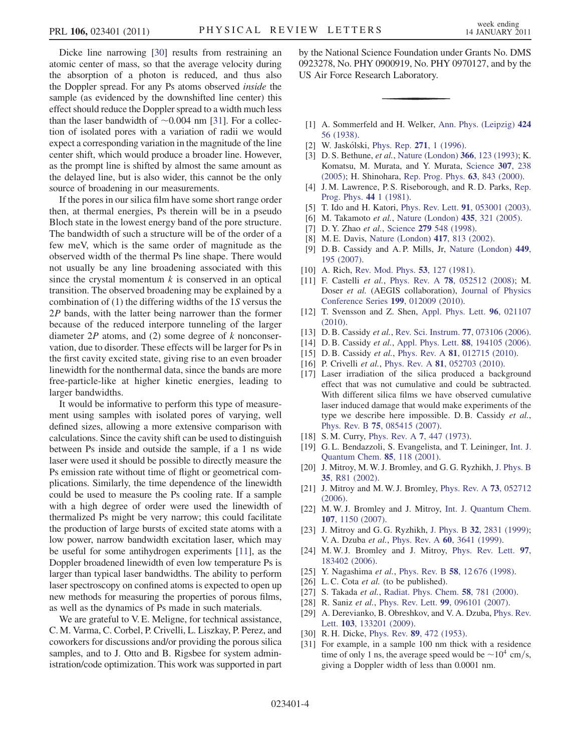Dicke line narrowing [30] results from restraining an atomic center of mass, so that the average velocity during the absorption of a photon is reduced, and thus also the Doppler spread. For any Ps atoms observed *inside* the sample (as evidenced by the downshifted line center) this effect should reduce the Doppler spread to a width much less than the laser bandwidth of $\sim$0.004 nm [31]. For a collection of isolated pores with a variation of radii we would expect a corresponding variation in the magnitude of the line center shift, which would produce a broader line. However, as the prompt line is shifted by almost the same amount as the delayed line, but is also wider, this cannot be the only source of broadening in our measurements.

If the pores in our silica film have some short range order then, at thermal energies, Ps therein will be in a pseudo Bloch state in the lowest energy band of the pore structure. The bandwidth of such a structure will be of the order of a few meV, which is the same order of magnitude as the observed width of the thermal Ps line shape. There would not usually be any line broadening associated with this since the crystal momentum $k$ is conserved in an optical transition. The observed broadening may be explained by a combination of (1) the differing widths of the $1S$ versus the $2P$ bands, with the latter being narrower than the former because of the reduced interpore tunneling of the larger diameter $2P$ atoms, and (2) some degree of $k$ nonconservation, due to disorder. These effects will be larger for Ps in the first cavity excited state, giving rise to an even broader linewidth for the nonthermal data, since the bands are more free-particle-like at higher kinetic energies, leading to larger bandwidths.

It would be informative to perform this type of measurement using samples with isolated pores of varying, well defined sizes, allowing a more extensive comparison with calculations. Since the cavity shift can be used to distinguish between Ps inside and outside the sample, if a 1 ns wide laser were used it should be possible to directly measure the Ps emission rate without time of flight or geometrical complications. Similarly, the time dependence of the linewidth could be used to measure the Ps cooling rate. If a sample with a high degree of order were used the linewidth of thermalized Ps might be very narrow; this could facilitate the production of large bursts of excited state atoms with a low power, narrow bandwidth excitation laser, which may be useful for some antihydrogen experiments [11], as the Doppler broadened linewidth of even low temperature Ps is larger than typical laser bandwidths. The ability to perform laser spectroscopy on confined atoms is expected to open up new methods for measuring the properties of porous films, as well as the dynamics of Ps made in such materials.

We are grateful to V. E. Meligne, for technical assistance, C. M. Varma, C. Corbel, P. Crivelli, L. Liszkay, P. Perez, and coworkers for discussions and/or providing the porous silica samples, and to J. Otto and B. Rigsbee for system administration/code optimization. This work was supported in part by the National Science Foundation under Grants No. DMS 0923278, No. PHY 0900919, No. PHY 0970127, and by the US Air Force Research Laboratory.

---

[1] A. Sommerfeld and H. Welker, Ann. Phys. (Leipzig) **424** 56 (1938).

[2] W. Jaskólski, Phys. Rep. **271**, 1 (1996).

[3] D. S. Bethune, *et al.*, Nature (London) **366**, 123 (1993); K. Komatsu, M. Murata, and Y. Murata, Science **307**, 238 (2005); H. Shinohara, Rep. Prog. Phys. **63**, 843 (2000).

[4] J. M. Lawrence, P. S. Riseborough, and R. D. Parks, Rep. Prog. Phys. **44** 1 (1981).

[5] T. Ido and H. Katori, Phys. Rev. Lett. **91**, 053001 (2003).

[6] M. Takamoto *et al.*, Nature (London) **435**, 321 (2005).

[7] D. Y. Zhao *et al.*, Science **279** 548 (1998).

[8] M. E. Davis, Nature (London) **417**, 813 (2002).

[9] D. B. Cassidy and A. P. Mills, Jr, Nature (London) **449**, 195 (2007).

[10] A. Rich, Rev. Mod. Phys. **53**, 127 (1981).

[11] F. Castelli *et al.*, Phys. Rev. A **78**, 052512 (2008); M. Doser *et al.* (AEGIS collaboration), Journal of Physics Conference Series **199**, 012009 (2010).

[12] T. Svensson and Z. Shen, Appl. Phys. Lett. **96**, 021107 (2010).

[13] D. B. Cassidy *et al.*, Rev. Sci. Instrum. **77**, 073106 (2006).

[14] D. B. Cassidy *et al.*, Appl. Phys. Lett. **88**, 194105 (2006).

[15] D. B. Cassidy *et al.*, Phys. Rev. A **81**, 012715 (2010).

[16] P. Crivelli *et al.*, Phys. Rev. A **81**, 052703 (2010).

[17] Laser irradiation of the silica produced a background effect that was not cumulative and could be subtracted. With different silica films we have observed cumulative laser induced damage that would make experiments of the type we describe here impossible. D. B. Cassidy *et al.*, Phys. Rev. B **75**, 085415 (2007).

[18] S. M. Curry, Phys. Rev. A **7**, 447 (1973).

[19] G. L. Bendazzoli, S. Evangelista, and T. Leininger, Int. J. Quantum Chem. **85**, 118 (2001).

[20] J. Mitroy, M. W. J. Bromley, and G. G. Ryzhikh, J. Phys. B **35**, R81 (2002).

[21] J. Mitroy and M. W. J. Bromley, Phys. Rev. A **73**, 052712 (2006).

[22] M. W. J. Bromley and J. Mitroy, Int. J. Quantum Chem. **107**, 1150 (2007).

[23] J. Mitroy and G. G. Ryzhikh, J. Phys. B **32**, 2831 (1999); V. A. Dzuba *et al.*, Phys. Rev. A **60**, 3641 (1999).

[24] M. W. J. Bromley and J. Mitroy, Phys. Rev. Lett. **97**, 183402 (2006).

[25] Y. Nagashima *et al.*, Phys. Rev. B **58**, 12 676 (1998).

[26] L. C. Cota *et al.* (to be published).

[27] S. Takada *et al.*, Radiat. Phys. Chem. **58**, 781 (2000).

[28] R. Saniz *et al.*, Phys. Rev. Lett. **99**, 096101 (2007).

[29] A. Derevianko, B. Obreshkov, and V. A. Dzuba, Phys. Rev. Lett. **103**, 133201 (2009).

[30] R. H. Dicke, Phys. Rev. **89**, 472 (1953).

[31] For example, in a sample 100 nm thick with a residence time of only 1 ns, the average speed would be $\sim 10^4$ cm/s, giving a Doppler width of less than 0.0001 nm.